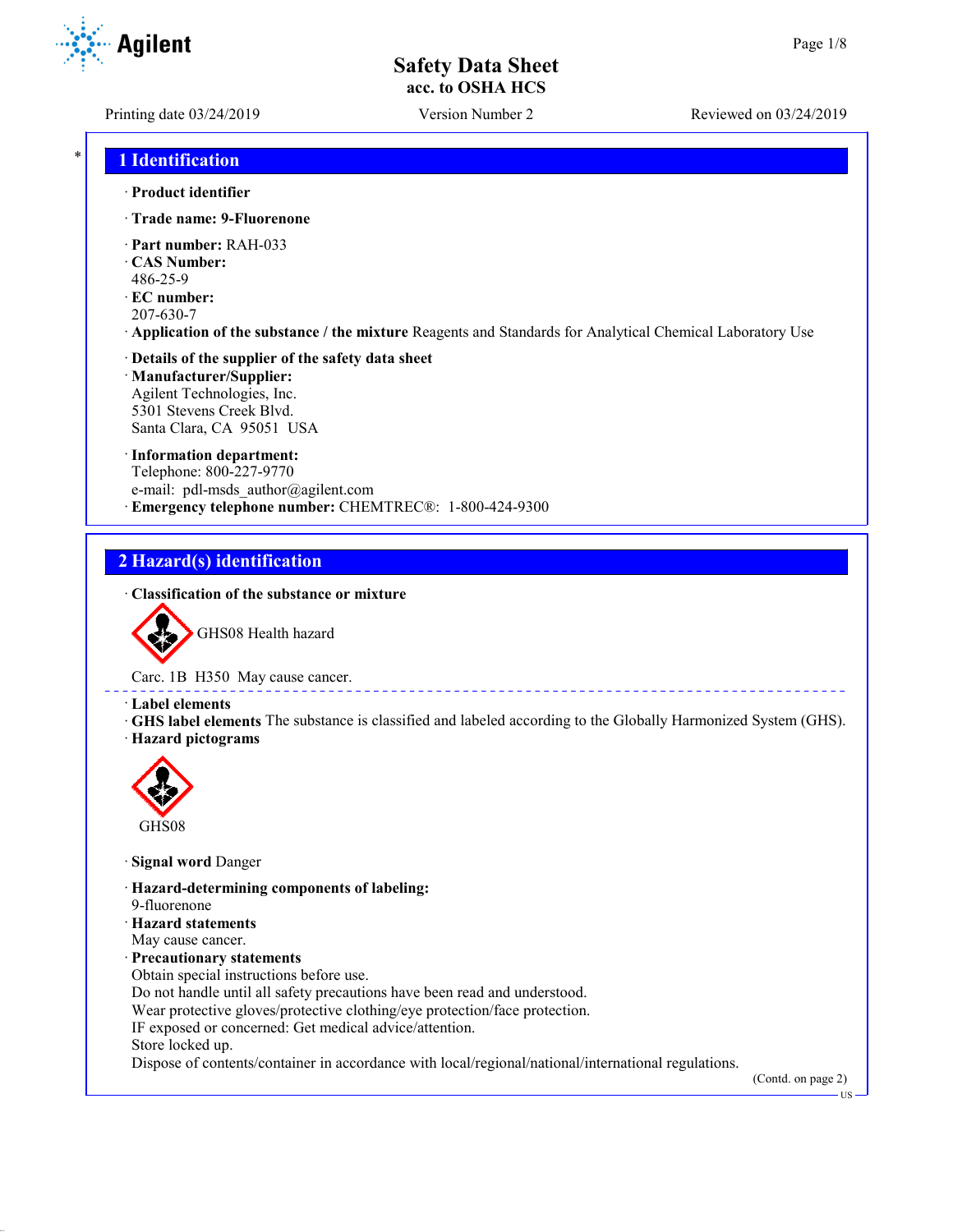# Safety Data Sheet
**acc. to OSHA HCS**

Printing date 03/24/2019 | Version Number 2 | Reviewed on 03/24/2019

## 1 Identification

· **Product identifier**

· **Trade name: 9-Fluorenone**

· **Part number:** RAH-033
· **CAS Number:**
486-25-9
· **EC number:**
207-630-7
· **Application of the substance / the mixture** Reagents and Standards for Analytical Chemical Laboratory Use

· **Details of the supplier of the safety data sheet**
· **Manufacturer/Supplier:**
Agilent Technologies, Inc.
5301 Stevens Creek Blvd.
Santa Clara, CA 95051 USA

· **Information department:**
Telephone: 800-227-9770
e-mail: pdl-msds_author@agilent.com
· **Emergency telephone number:** CHEMTREC®: 1-800-424-9300

## 2 Hazard(s) identification

· **Classification of the substance or mixture**

GHS08 Health hazard

Carc. 1B H350 May cause cancer.

· **Label elements**
· **GHS label elements** The substance is classified and labeled according to the Globally Harmonized System (GHS).
· **Hazard pictograms**

GHS08

· **Signal word** Danger

· **Hazard-determining components of labeling:**
9-fluorenone
· **Hazard statements**
May cause cancer.
· **Precautionary statements**
Obtain special instructions before use.
Do not handle until all safety precautions have been read and understood.
Wear protective gloves/protective clothing/eye protection/face protection.
IF exposed or concerned: Get medical advice/attention.
Store locked up.
Dispose of contents/container in accordance with local/regional/national/international regulations.

(Contd. on page 2)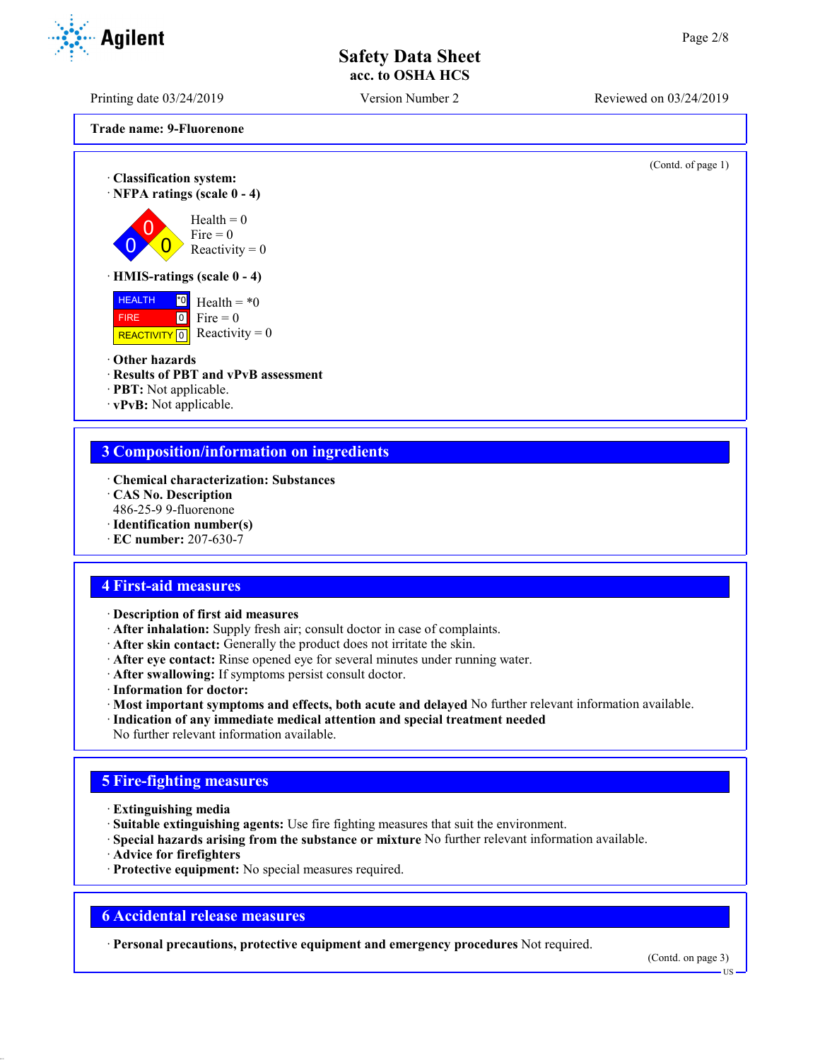**Trade name: 9-Fluorenone**

(Contd. of page 1)

· **Classification system:**

· **NFPA ratings (scale 0 - 4)**

Health = 0
Fire = 0
Reactivity = 0

· **HMIS-ratings (scale 0 - 4)**

| | | |
|---|---|---|
| HEALTH | *0 | Health = *0 |
| FIRE | 0 | Fire = 0 |
| REACTIVITY | 0 | Reactivity = 0 |

· **Other hazards**
· **Results of PBT and vPvB assessment**
· **PBT:** Not applicable.
· **vPvB:** Not applicable.

## 3 Composition/information on ingredients

· **Chemical characterization: Substances**
· **CAS No. Description**
486-25-9 9-fluorenone
· **Identification number(s)**
· **EC number:** 207-630-7

## 4 First-aid measures

· **Description of first aid measures**
· **After inhalation:** Supply fresh air; consult doctor in case of complaints.
· **After skin contact:** Generally the product does not irritate the skin.
· **After eye contact:** Rinse opened eye for several minutes under running water.
· **After swallowing:** If symptoms persist consult doctor.
· **Information for doctor:**
· **Most important symptoms and effects, both acute and delayed** No further relevant information available.
· **Indication of any immediate medical attention and special treatment needed**
No further relevant information available.

## 5 Fire-fighting measures

· **Extinguishing media**
· **Suitable extinguishing agents:** Use fire fighting measures that suit the environment.
· **Special hazards arising from the substance or mixture** No further relevant information available.
· **Advice for firefighters**
· **Protective equipment:** No special measures required.

## 6 Accidental release measures

· **Personal precautions, protective equipment and emergency procedures** Not required.

(Contd. on page 3)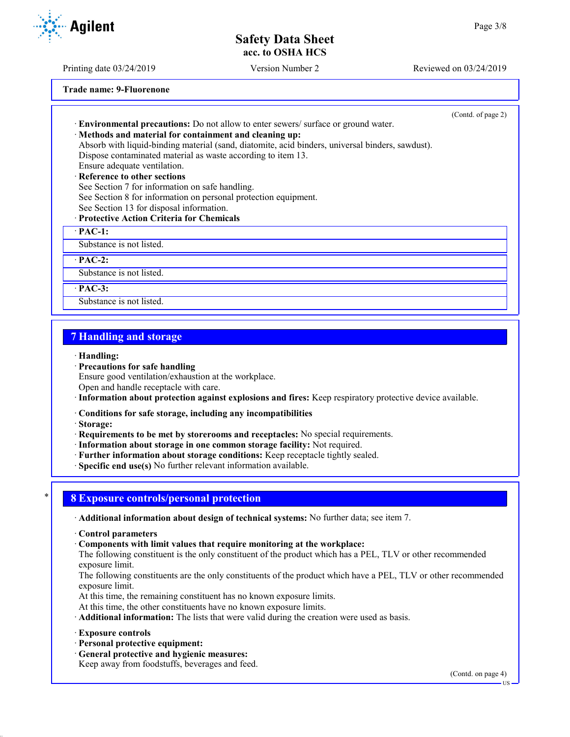**Trade name: 9-Fluorenone**

(Contd. of page 2)

· **Environmental precautions:** Do not allow to enter sewers/ surface or ground water.
· **Methods and material for containment and cleaning up:**
Absorb with liquid-binding material (sand, diatomite, acid binders, universal binders, sawdust).
Dispose contaminated material as waste according to item 13.
Ensure adequate ventilation.
· **Reference to other sections**
See Section 7 for information on safe handling.
See Section 8 for information on personal protection equipment.
See Section 13 for disposal information.
· **Protective Action Criteria for Chemicals**

| · **PAC-1:** |
|---|
| Substance is not listed. |

| · **PAC-2:** |
|---|
| Substance is not listed. |

| · **PAC-3:** |
|---|
| Substance is not listed. |

## 7 Handling and storage

· **Handling:**
· **Precautions for safe handling**
Ensure good ventilation/exhaustion at the workplace.
Open and handle receptacle with care.
· **Information about protection against explosions and fires:** Keep respiratory protective device available.

· **Conditions for safe storage, including any incompatibilities**
· **Storage:**
· **Requirements to be met by storerooms and receptacles:** No special requirements.
· **Information about storage in one common storage facility:** Not required.
· **Further information about storage conditions:** Keep receptacle tightly sealed.
· **Specific end use(s)** No further relevant information available.

## * 8 Exposure controls/personal protection

· **Additional information about design of technical systems:** No further data; see item 7.

· **Control parameters**
· **Components with limit values that require monitoring at the workplace:**
The following constituent is the only constituent of the product which has a PEL, TLV or other recommended exposure limit.
The following constituents are the only constituents of the product which have a PEL, TLV or other recommended exposure limit.
At this time, the remaining constituent has no known exposure limits.
At this time, the other constituents have no known exposure limits.
· **Additional information:** The lists that were valid during the creation were used as basis.

· **Exposure controls**
· **Personal protective equipment:**
· **General protective and hygienic measures:**
Keep away from foodstuffs, beverages and feed.

(Contd. on page 4)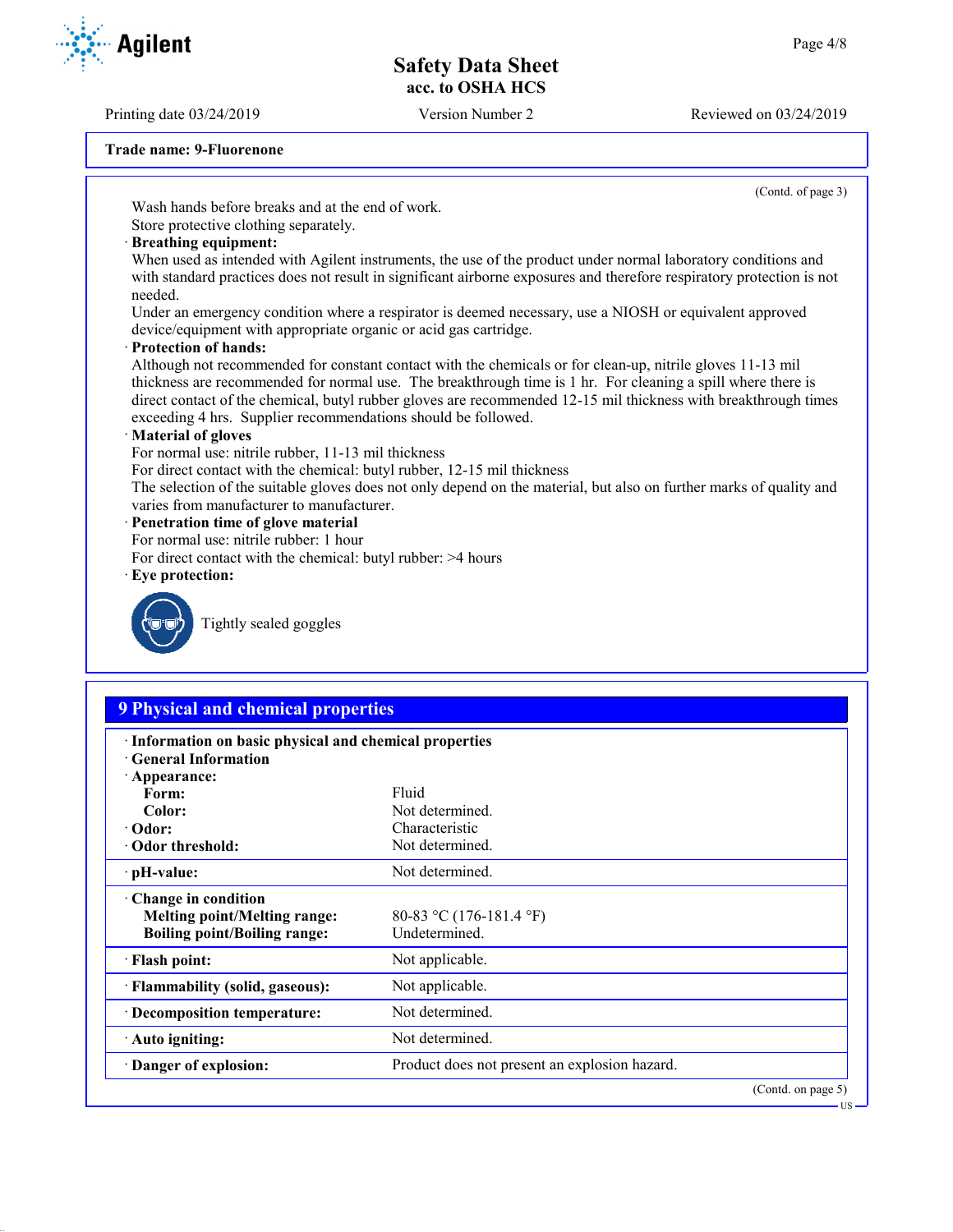Trade name: 9-Fluorenone

(Contd. of page 3)

Wash hands before breaks and at the end of work.
Store protective clothing separately.

· **Breathing equipment:**
When used as intended with Agilent instruments, the use of the product under normal laboratory conditions and with standard practices does not result in significant airborne exposures and therefore respiratory protection is not needed.
Under an emergency condition where a respirator is deemed necessary, use a NIOSH or equivalent approved device/equipment with appropriate organic or acid gas cartridge.

· **Protection of hands:**
Although not recommended for constant contact with the chemicals or for clean-up, nitrile gloves 11-13 mil thickness are recommended for normal use. The breakthrough time is 1 hr. For cleaning a spill where there is direct contact of the chemical, butyl rubber gloves are recommended 12-15 mil thickness with breakthrough times exceeding 4 hrs. Supplier recommendations should be followed.

· **Material of gloves**
For normal use: nitrile rubber, 11-13 mil thickness
For direct contact with the chemical: butyl rubber, 12-15 mil thickness
The selection of the suitable gloves does not only depend on the material, but also on further marks of quality and varies from manufacturer to manufacturer.

· **Penetration time of glove material**
For normal use: nitrile rubber: 1 hour
For direct contact with the chemical: butyl rubber: >4 hours

· **Eye protection:**
Tightly sealed goggles

## 9 Physical and chemical properties

| | |
|---|---|
| · **Information on basic physical and chemical properties** | |
| · **General Information** | |
| · **Appearance:** | |
| **Form:** | Fluid |
| **Color:** | Not determined. |
| · **Odor:** | Characteristic |
| · **Odor threshold:** | Not determined. |
| · **pH-value:** | Not determined. |
| · **Change in condition** | |
| **Melting point/Melting range:** | 80-83 °C (176-181.4 °F) |
| **Boiling point/Boiling range:** | Undetermined. |
| · **Flash point:** | Not applicable. |
| · **Flammability (solid, gaseous):** | Not applicable. |
| · **Decomposition temperature:** | Not determined. |
| · **Auto igniting:** | Not determined. |
| · **Danger of explosion:** | Product does not present an explosion hazard. |

(Contd. on page 5)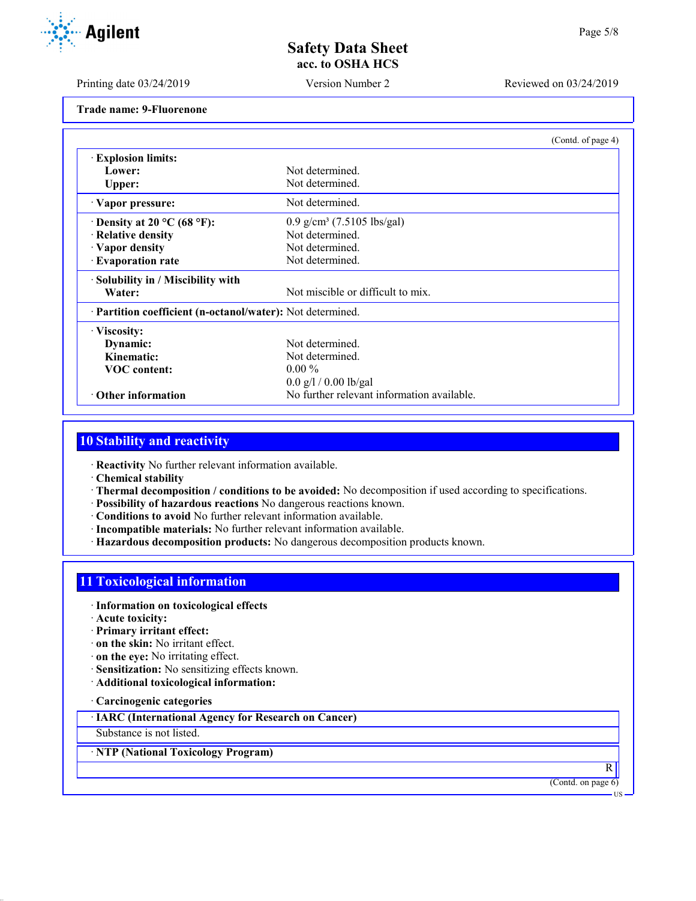**Trade name: 9-Fluorenone**

(Contd. of page 4)

| | |
|---|---|
| · **Explosion limits:** | |
| **Lower:** | Not determined. |
| **Upper:** | Not determined. |
| · **Vapor pressure:** | Not determined. |
| · **Density at 20 °C (68 °F):** | 0.9 g/cm³ (7.5105 lbs/gal) |
| · **Relative density** | Not determined. |
| · **Vapor density** | Not determined. |
| · **Evaporation rate** | Not determined. |
| · **Solubility in / Miscibility with** | |
| **Water:** | Not miscible or difficult to mix. |
| · **Partition coefficient (n-octanol/water):** | Not determined. |
| · **Viscosity:** | |
| **Dynamic:** | Not determined. |
| **Kinematic:** | Not determined. |
| **VOC content:** | 0.00 % |
| | 0.0 g/l / 0.00 lb/gal |
| · **Other information** | No further relevant information available. |

## 10 Stability and reactivity

· **Reactivity** No further relevant information available.
· **Chemical stability**
· **Thermal decomposition / conditions to be avoided:** No decomposition if used according to specifications.
· **Possibility of hazardous reactions** No dangerous reactions known.
· **Conditions to avoid** No further relevant information available.
· **Incompatible materials:** No further relevant information available.
· **Hazardous decomposition products:** No dangerous decomposition products known.

## 11 Toxicological information

· **Information on toxicological effects**
· **Acute toxicity:**
· **Primary irritant effect:**
· **on the skin:** No irritant effect.
· **on the eye:** No irritating effect.
· **Sensitization:** No sensitizing effects known.
· **Additional toxicological information:**

· **Carcinogenic categories**

· **IARC (International Agency for Research on Cancer)**

Substance is not listed.

· **NTP (National Toxicology Program)**

R

(Contd. on page 6)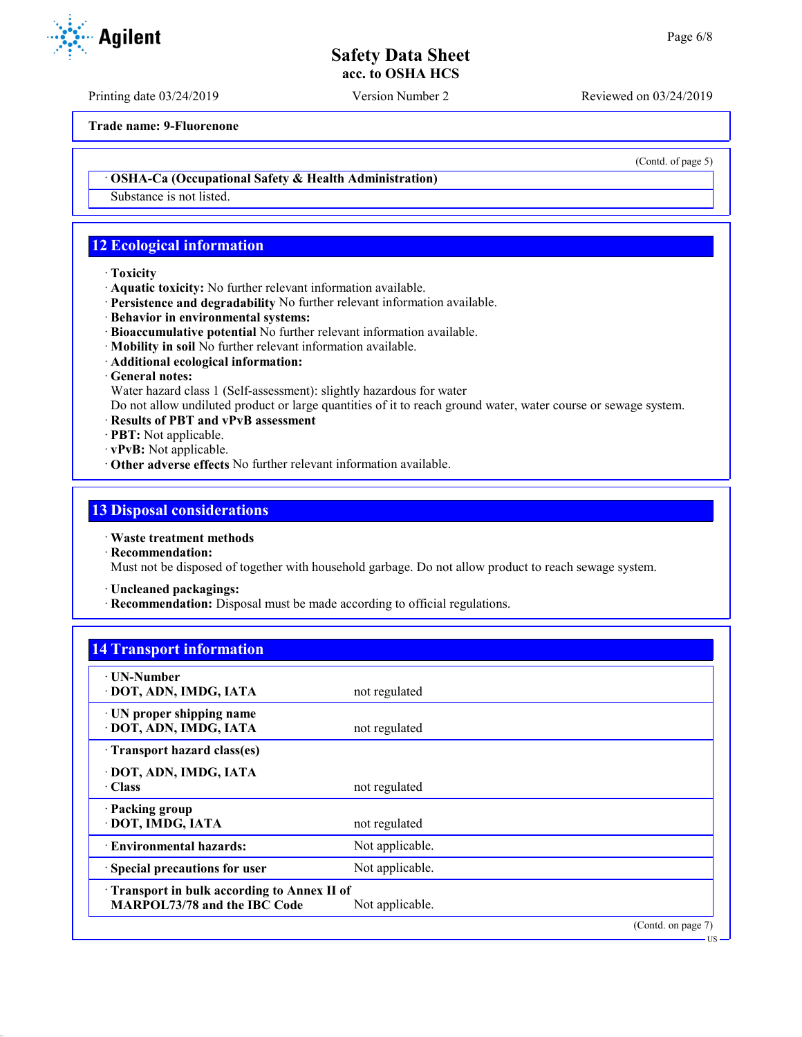**Trade name: 9-Fluorenone**

(Contd. of page 5)

· **OSHA-Ca (Occupational Safety & Health Administration)**

Substance is not listed.

## 12 Ecological information

· **Toxicity**
· **Aquatic toxicity:** No further relevant information available.
· **Persistence and degradability** No further relevant information available.
· **Behavior in environmental systems:**
· **Bioaccumulative potential** No further relevant information available.
· **Mobility in soil** No further relevant information available.
· **Additional ecological information:**
· **General notes:**
Water hazard class 1 (Self-assessment): slightly hazardous for water
Do not allow undiluted product or large quantities of it to reach ground water, water course or sewage system.
· **Results of PBT and vPvB assessment**
· **PBT:** Not applicable.
· **vPvB:** Not applicable.
· **Other adverse effects** No further relevant information available.

## 13 Disposal considerations

· **Waste treatment methods**
· **Recommendation:**
Must not be disposed of together with household garbage. Do not allow product to reach sewage system.

· **Uncleaned packagings:**
· **Recommendation:** Disposal must be made according to official regulations.

## 14 Transport information

| | |
|---|---|
| · **UN-Number**<br>· **DOT, ADN, IMDG, IATA** | not regulated |
| · **UN proper shipping name**<br>· **DOT, ADN, IMDG, IATA** | not regulated |
| · **Transport hazard class(es)**<br>· **DOT, ADN, IMDG, IATA**<br>· **Class** | not regulated |
| · **Packing group**<br>· **DOT, IMDG, IATA** | not regulated |
| · **Environmental hazards:** | Not applicable. |
| · **Special precautions for user** | Not applicable. |
| · **Transport in bulk according to Annex II of MARPOL73/78 and the IBC Code** | Not applicable. |

(Contd. on page 7)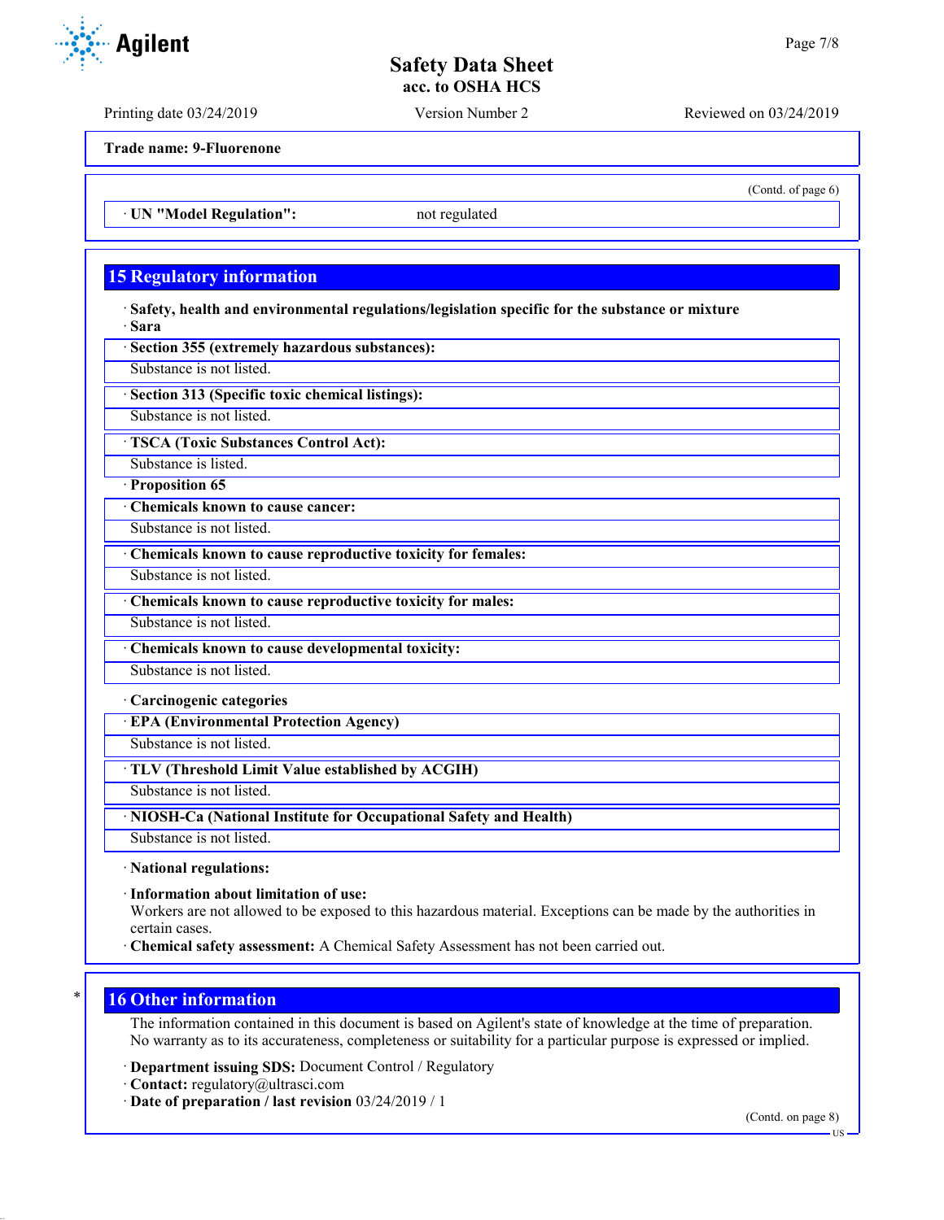Trade name: 9-Fluorenone

(Contd. of page 6)

· UN "Model Regulation": not regulated

## 15 Regulatory information

· **Safety, health and environmental regulations/legislation specific for the substance or mixture**
· **Sara**

· **Section 355 (extremely hazardous substances):**
Substance is not listed.

· **Section 313 (Specific toxic chemical listings):**
Substance is not listed.

· **TSCA (Toxic Substances Control Act):**
Substance is listed.

· **Proposition 65**

· **Chemicals known to cause cancer:**
Substance is not listed.

· **Chemicals known to cause reproductive toxicity for females:**
Substance is not listed.

· **Chemicals known to cause reproductive toxicity for males:**
Substance is not listed.

· **Chemicals known to cause developmental toxicity:**
Substance is not listed.

· **Carcinogenic categories**

· **EPA (Environmental Protection Agency)**
Substance is not listed.

· **TLV (Threshold Limit Value established by ACGIH)**
Substance is not listed.

· **NIOSH-Ca (National Institute for Occupational Safety and Health)**
Substance is not listed.

· **National regulations:**

· **Information about limitation of use:**
Workers are not allowed to be exposed to this hazardous material. Exceptions can be made by the authorities in certain cases.

· **Chemical safety assessment:** A Chemical Safety Assessment has not been carried out.

## 16 Other information

The information contained in this document is based on Agilent's state of knowledge at the time of preparation. No warranty as to its accurateness, completeness or suitability for a particular purpose is expressed or implied.

· **Department issuing SDS:** Document Control / Regulatory
· **Contact:** regulatory@ultrasci.com
· **Date of preparation / last revision** 03/24/2019 / 1

(Contd. on page 8)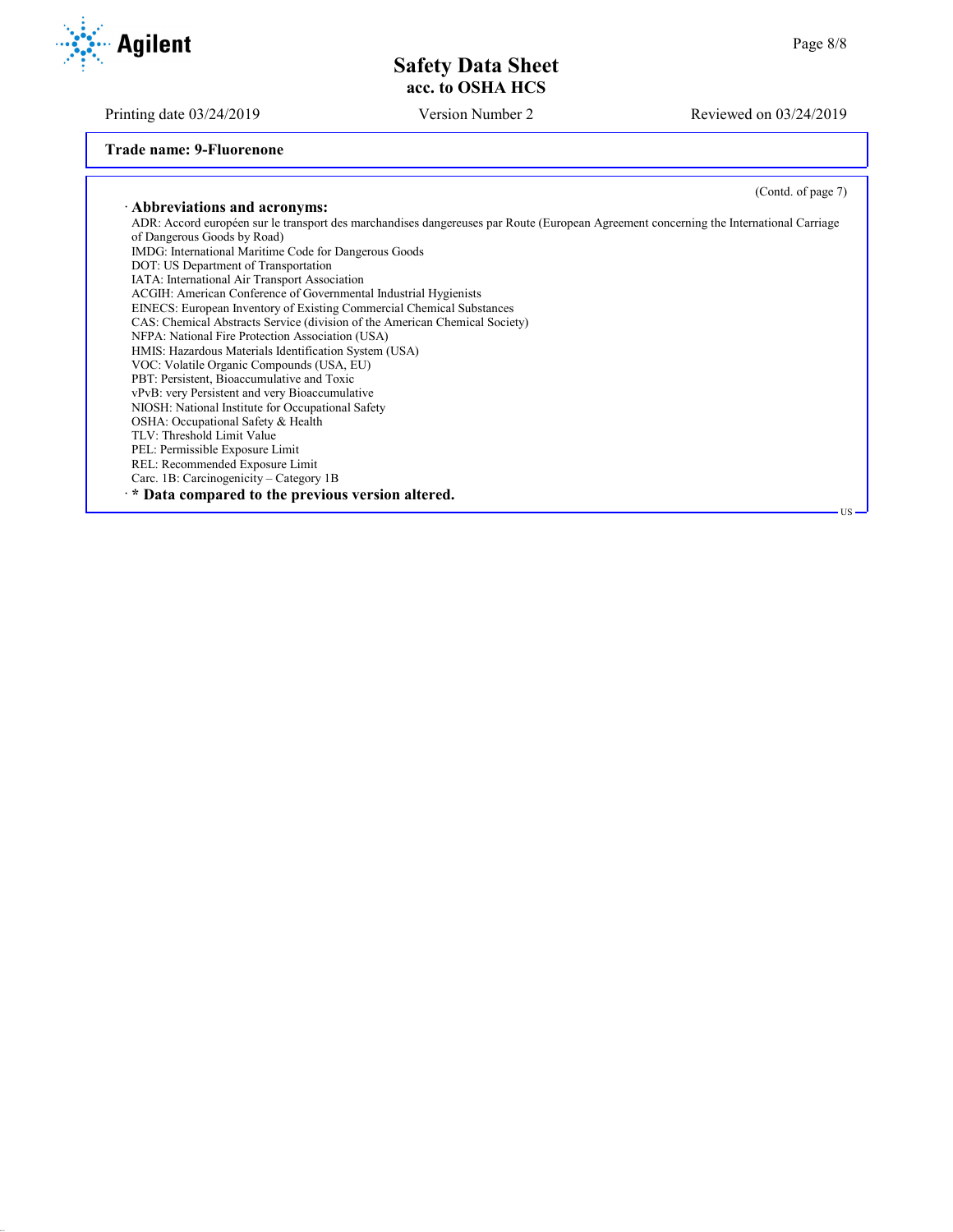**Trade name: 9-Fluorenone**

(Contd. of page 7)

· **Abbreviations and acronyms:**

ADR: Accord européen sur le transport des marchandises dangereuses par Route (European Agreement concerning the International Carriage of Dangerous Goods by Road)
IMDG: International Maritime Code for Dangerous Goods
DOT: US Department of Transportation
IATA: International Air Transport Association
ACGIH: American Conference of Governmental Industrial Hygienists
EINECS: European Inventory of Existing Commercial Chemical Substances
CAS: Chemical Abstracts Service (division of the American Chemical Society)
NFPA: National Fire Protection Association (USA)
HMIS: Hazardous Materials Identification System (USA)
VOC: Volatile Organic Compounds (USA, EU)
PBT: Persistent, Bioaccumulative and Toxic
vPvB: very Persistent and very Bioaccumulative
NIOSH: National Institute for Occupational Safety
OSHA: Occupational Safety & Health
TLV: Threshold Limit Value
PEL: Permissible Exposure Limit
REL: Recommended Exposure Limit
Carc. 1B: Carcinogenicity – Category 1B

· **\* Data compared to the previous version altered.**

US